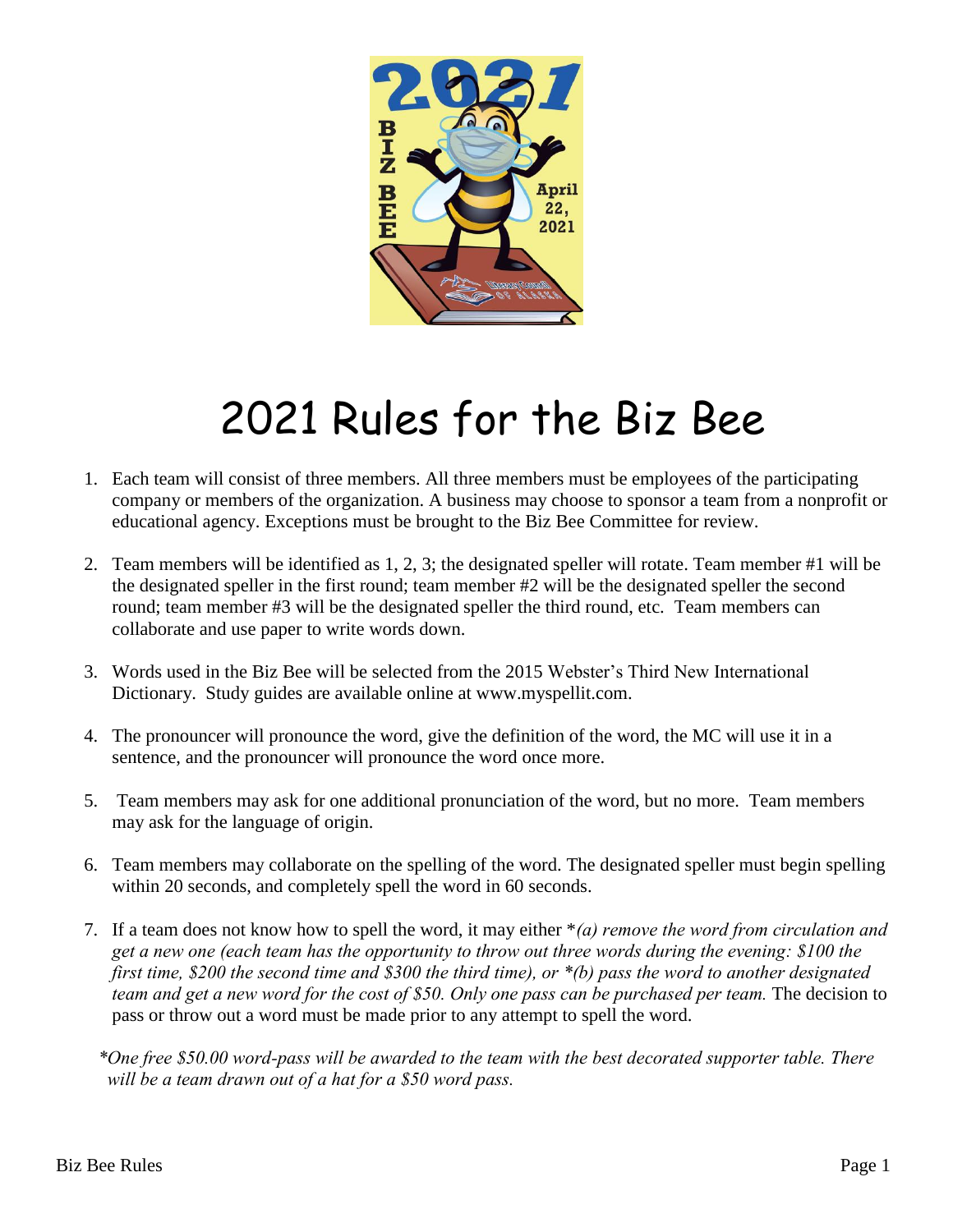# 2021 Rules for the Biz Bee

1. Each team will consist of three members. All three members must be employees of the participating company or members of the organization. A business may choose to sponsor a team from a nonprofit or educational agency. Exceptions must be brought to the Biz Bee Committee for review.

2. Team members will be identified as 1, 2, 3; the designated speller will rotate. Team member #1 will be the designated speller in the first round; team member #2 will be the designated speller the second round; team member #3 will be the designated speller the third round, etc. Team members can collaborate and use paper to write words down.

3. Words used in the Biz Bee will be selected from the 2015 Webster's Third New International Dictionary. Study guides are available online at www.myspellit.com.

4. The pronouncer will pronounce the word, give the definition of the word, the MC will use it in a sentence, and the pronouncer will pronounce the word once more.

5. Team members may ask for one additional pronunciation of the word, but no more. Team members may ask for the language of origin.

6. Team members may collaborate on the spelling of the word. The designated speller must begin spelling within 20 seconds, and completely spell the word in 60 seconds.

7. If a team does not know how to spell the word, it may either **(a) remove the word from circulation and get a new one (each team has the opportunity to throw out three words during the evening: $100 the first time, $200 the second time and $300 the third time), or *(b) pass the word to another designated team and get a new word for the cost of $50. Only one pass can be purchased per team.* The decision to pass or throw out a word must be made prior to any attempt to spell the word.

*\*One free $50.00 word-pass will be awarded to the team with the best decorated supporter table. There will be a team drawn out of a hat for a $50 word pass.*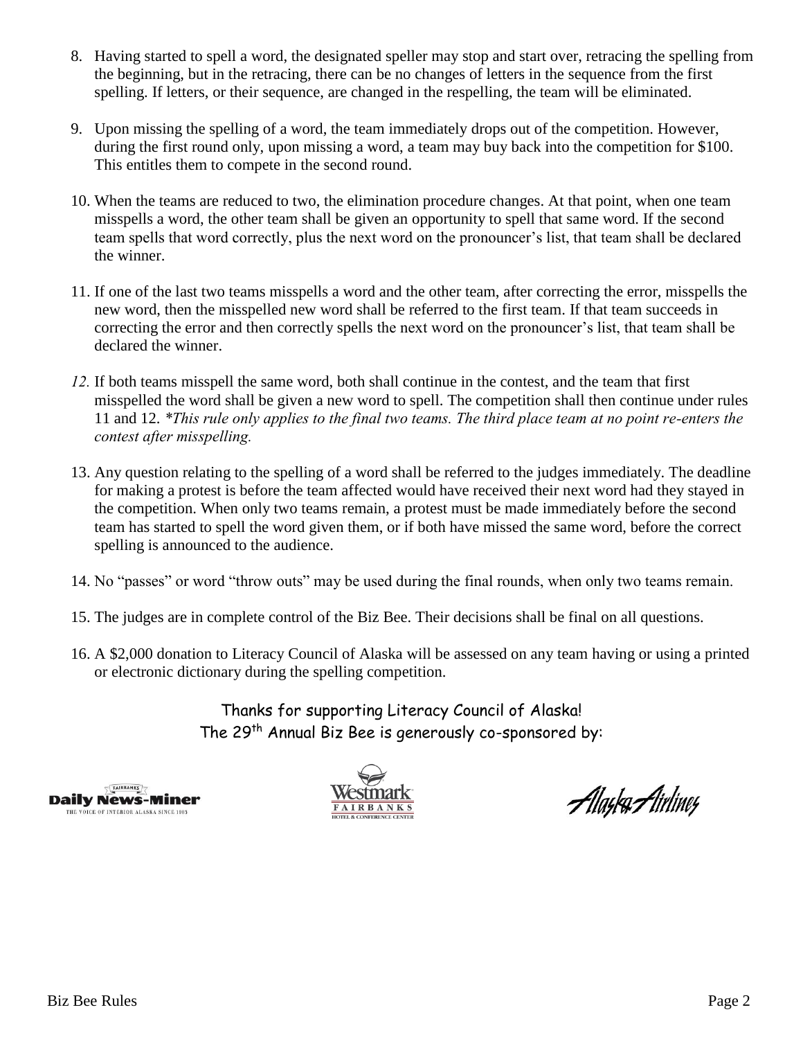8. Having started to spell a word, the designated speller may stop and start over, retracing the spelling from the beginning, but in the retracing, there can be no changes of letters in the sequence from the first spelling. If letters, or their sequence, are changed in the respelling, the team will be eliminated.

9. Upon missing the spelling of a word, the team immediately drops out of the competition. However, during the first round only, upon missing a word, a team may buy back into the competition for $100. This entitles them to compete in the second round.

10. When the teams are reduced to two, the elimination procedure changes. At that point, when one team misspells a word, the other team shall be given an opportunity to spell that same word. If the second team spells that word correctly, plus the next word on the pronouncer's list, that team shall be declared the winner.

11. If one of the last two teams misspells a word and the other team, after correcting the error, misspells the new word, then the misspelled new word shall be referred to the first team. If that team succeeds in correcting the error and then correctly spells the next word on the pronouncer's list, that team shall be declared the winner.

12. If both teams misspell the same word, both shall continue in the contest, and the team that first misspelled the word shall be given a new word to spell. The competition shall then continue under rules 11 and 12. *\*This rule only applies to the final two teams. The third place team at no point re-enters the contest after misspelling.*

13. Any question relating to the spelling of a word shall be referred to the judges immediately. The deadline for making a protest is before the team affected would have received their next word had they stayed in the competition. When only two teams remain, a protest must be made immediately before the second team has started to spell the word given them, or if both have missed the same word, before the correct spelling is announced to the audience.

14. No "passes" or word "throw outs" may be used during the final rounds, when only two teams remain.

15. The judges are in complete control of the Biz Bee. Their decisions shall be final on all questions.

16. A $2,000 donation to Literacy Council of Alaska will be assessed on any team having or using a printed or electronic dictionary during the spelling competition.

Thanks for supporting Literacy Council of Alaska!
The 29th Annual Biz Bee is generously co-sponsored by:

Fairbanks Daily News-Miner — The Voice of Interior Alaska Since 1903

Westmark Fairbanks Hotel & Conference Center

Alaska Airlines